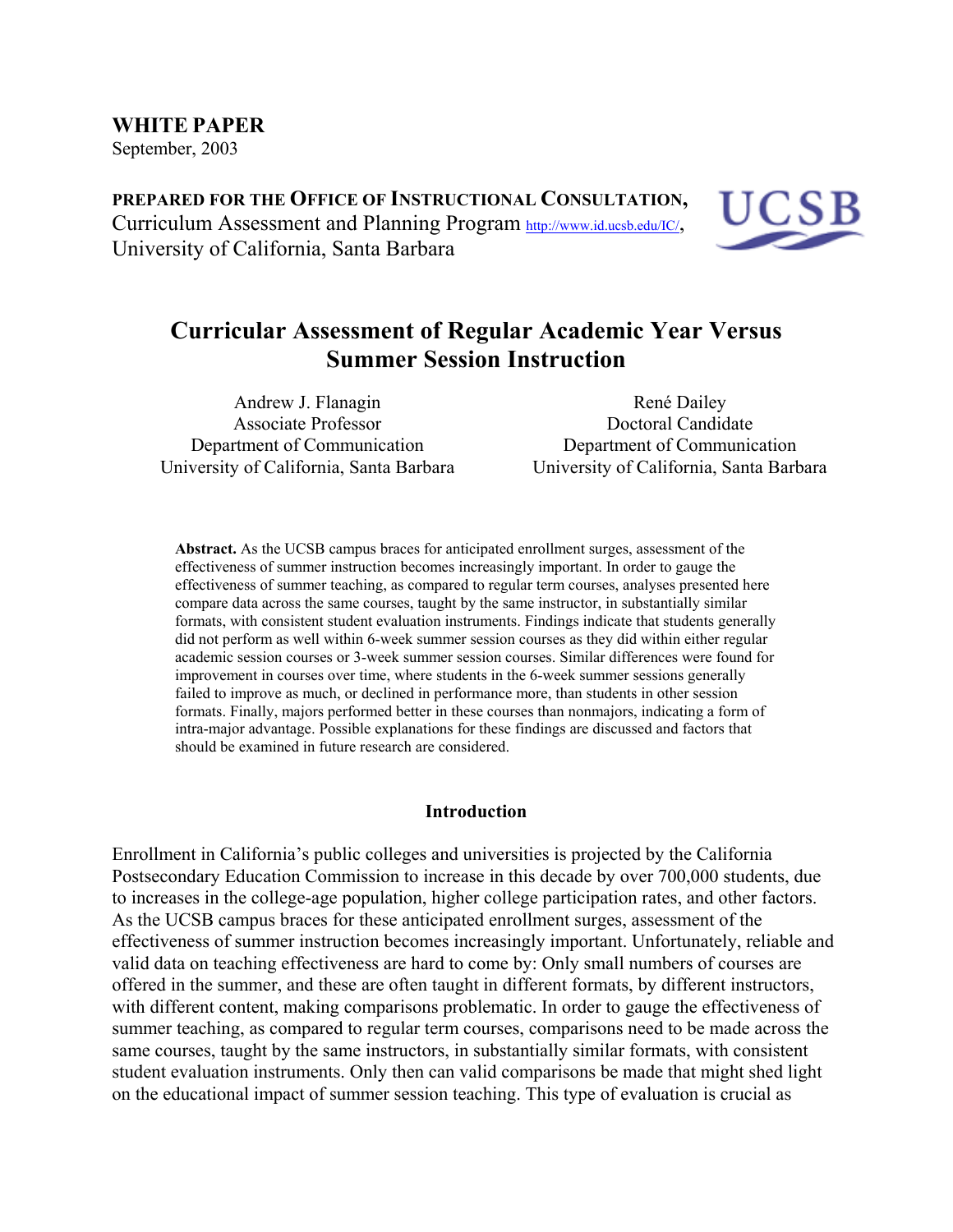**WHITE PAPER**
September, 2003

**PREPARED FOR THE OFFICE OF INSTRUCTIONAL CONSULTATION,**
Curriculum Assessment and Planning Program http://www.id.ucsb.edu/IC/,
University of California, Santa Barbara

# Curricular Assessment of Regular Academic Year Versus Summer Session Instruction

Andrew J. Flanagin
Associate Professor
Department of Communication
University of California, Santa Barbara

René Dailey
Doctoral Candidate
Department of Communication
University of California, Santa Barbara

**Abstract.** As the UCSB campus braces for anticipated enrollment surges, assessment of the effectiveness of summer instruction becomes increasingly important. In order to gauge the effectiveness of summer teaching, as compared to regular term courses, analyses presented here compare data across the same courses, taught by the same instructor, in substantially similar formats, with consistent student evaluation instruments. Findings indicate that students generally did not perform as well within 6-week summer session courses as they did within either regular academic session courses or 3-week summer session courses. Similar differences were found for improvement in courses over time, where students in the 6-week summer sessions generally failed to improve as much, or declined in performance more, than students in other session formats. Finally, majors performed better in these courses than nonmajors, indicating a form of intra-major advantage. Possible explanations for these findings are discussed and factors that should be examined in future research are considered.

## Introduction

Enrollment in California's public colleges and universities is projected by the California Postsecondary Education Commission to increase in this decade by over 700,000 students, due to increases in the college-age population, higher college participation rates, and other factors. As the UCSB campus braces for these anticipated enrollment surges, assessment of the effectiveness of summer instruction becomes increasingly important. Unfortunately, reliable and valid data on teaching effectiveness are hard to come by: Only small numbers of courses are offered in the summer, and these are often taught in different formats, by different instructors, with different content, making comparisons problematic. In order to gauge the effectiveness of summer teaching, as compared to regular term courses, comparisons need to be made across the same courses, taught by the same instructors, in substantially similar formats, with consistent student evaluation instruments. Only then can valid comparisons be made that might shed light on the educational impact of summer session teaching. This type of evaluation is crucial as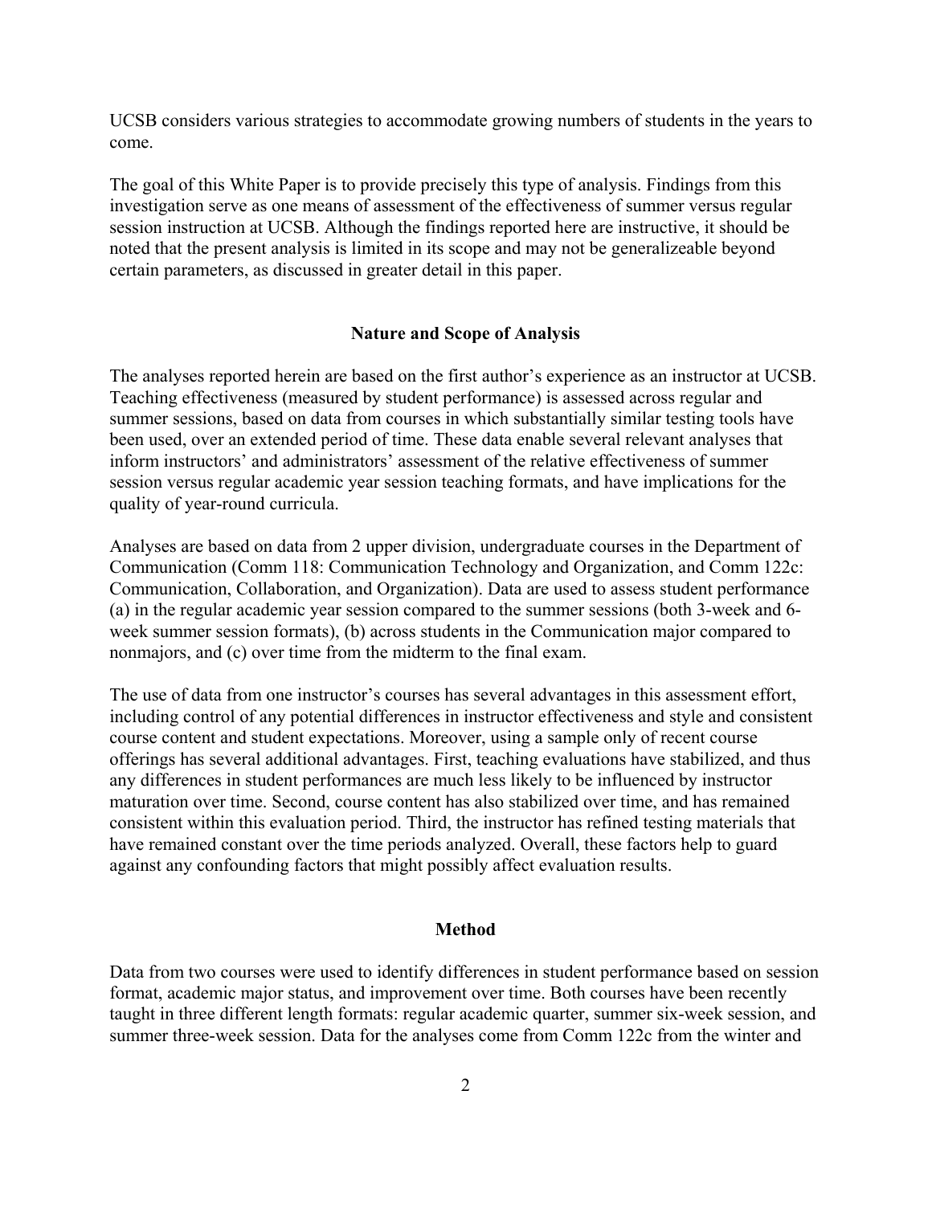UCSB considers various strategies to accommodate growing numbers of students in the years to come.

The goal of this White Paper is to provide precisely this type of analysis. Findings from this investigation serve as one means of assessment of the effectiveness of summer versus regular session instruction at UCSB. Although the findings reported here are instructive, it should be noted that the present analysis is limited in its scope and may not be generalizeable beyond certain parameters, as discussed in greater detail in this paper.

## Nature and Scope of Analysis

The analyses reported herein are based on the first author's experience as an instructor at UCSB. Teaching effectiveness (measured by student performance) is assessed across regular and summer sessions, based on data from courses in which substantially similar testing tools have been used, over an extended period of time. These data enable several relevant analyses that inform instructors' and administrators' assessment of the relative effectiveness of summer session versus regular academic year session teaching formats, and have implications for the quality of year-round curricula.

Analyses are based on data from 2 upper division, undergraduate courses in the Department of Communication (Comm 118: Communication Technology and Organization, and Comm 122c: Communication, Collaboration, and Organization). Data are used to assess student performance (a) in the regular academic year session compared to the summer sessions (both 3-week and 6-week summer session formats), (b) across students in the Communication major compared to nonmajors, and (c) over time from the midterm to the final exam.

The use of data from one instructor's courses has several advantages in this assessment effort, including control of any potential differences in instructor effectiveness and style and consistent course content and student expectations. Moreover, using a sample only of recent course offerings has several additional advantages. First, teaching evaluations have stabilized, and thus any differences in student performances are much less likely to be influenced by instructor maturation over time. Second, course content has also stabilized over time, and has remained consistent within this evaluation period. Third, the instructor has refined testing materials that have remained constant over the time periods analyzed. Overall, these factors help to guard against any confounding factors that might possibly affect evaluation results.

## Method

Data from two courses were used to identify differences in student performance based on session format, academic major status, and improvement over time. Both courses have been recently taught in three different length formats: regular academic quarter, summer six-week session, and summer three-week session. Data for the analyses come from Comm 122c from the winter and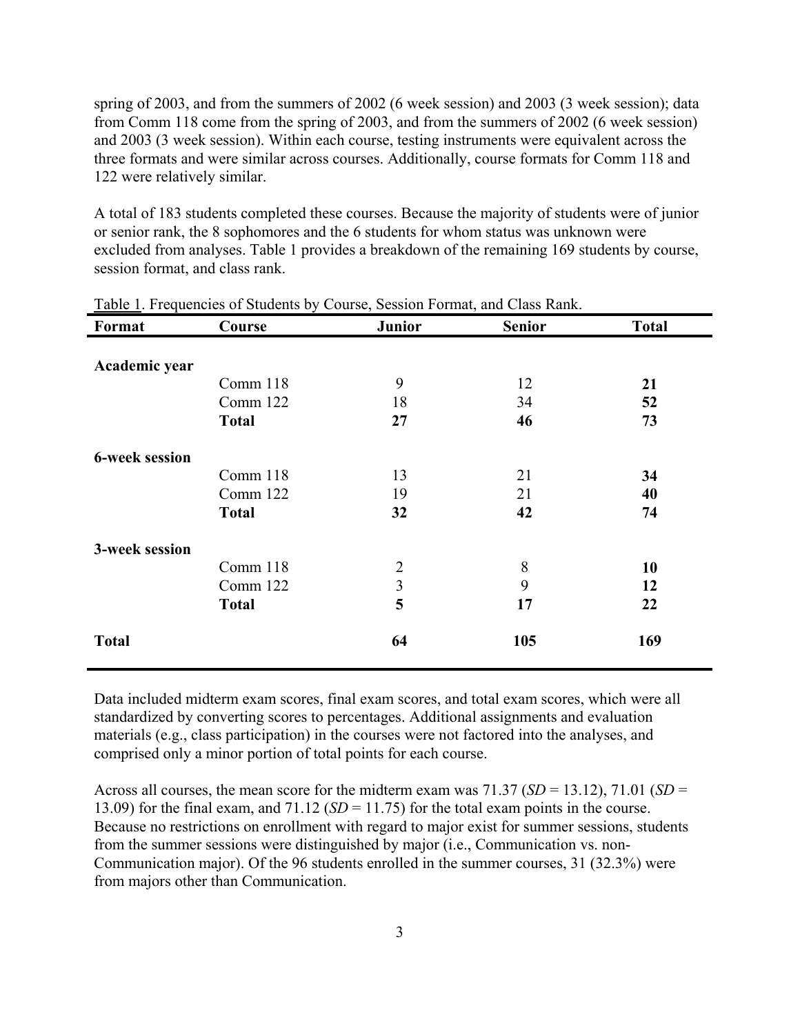spring of 2003, and from the summers of 2002 (6 week session) and 2003 (3 week session); data from Comm 118 come from the spring of 2003, and from the summers of 2002 (6 week session) and 2003 (3 week session). Within each course, testing instruments were equivalent across the three formats and were similar across courses. Additionally, course formats for Comm 118 and 122 were relatively similar.

A total of 183 students completed these courses. Because the majority of students were of junior or senior rank, the 8 sophomores and the 6 students for whom status was unknown were excluded from analyses. Table 1 provides a breakdown of the remaining 169 students by course, session format, and class rank.

Table 1. Frequencies of Students by Course, Session Format, and Class Rank.

| Format | Course | Junior | Senior | Total |
|---|---|---|---|---|
| **Academic year** | | | | |
| | Comm 118 | 9 | 12 | **21** |
| | Comm 122 | 18 | 34 | **52** |
| | **Total** | **27** | **46** | **73** |
| **6-week session** | | | | |
| | Comm 118 | 13 | 21 | **34** |
| | Comm 122 | 19 | 21 | **40** |
| | **Total** | **32** | **42** | **74** |
| **3-week session** | | | | |
| | Comm 118 | 2 | 8 | **10** |
| | Comm 122 | 3 | 9 | **12** |
| | **Total** | **5** | **17** | **22** |
| **Total** | | **64** | **105** | **169** |

Data included midterm exam scores, final exam scores, and total exam scores, which were all standardized by converting scores to percentages. Additional assignments and evaluation materials (e.g., class participation) in the courses were not factored into the analyses, and comprised only a minor portion of total points for each course.

Across all courses, the mean score for the midterm exam was 71.37 ($SD$ = 13.12), 71.01 ($SD$ = 13.09) for the final exam, and 71.12 ($SD$ = 11.75) for the total exam points in the course. Because no restrictions on enrollment with regard to major exist for summer sessions, students from the summer sessions were distinguished by major (i.e., Communication vs. non-Communication major). Of the 96 students enrolled in the summer courses, 31 (32.3%) were from majors other than Communication.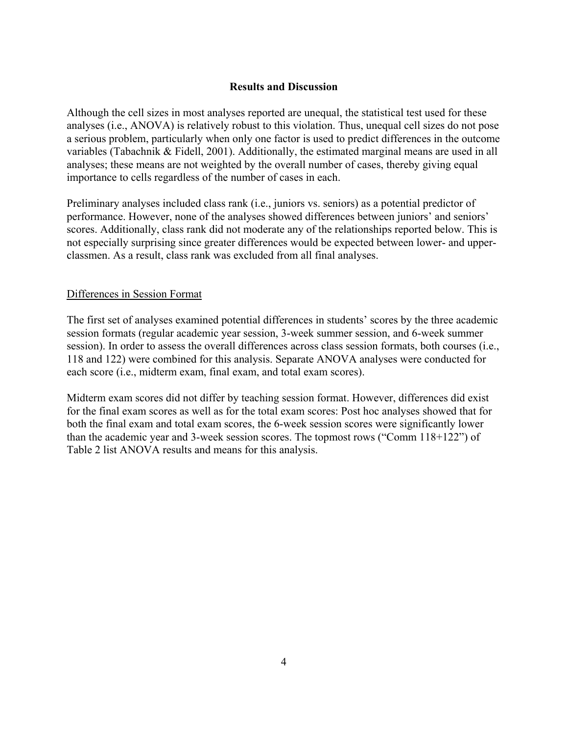## Results and Discussion

Although the cell sizes in most analyses reported are unequal, the statistical test used for these analyses (i.e., ANOVA) is relatively robust to this violation. Thus, unequal cell sizes do not pose a serious problem, particularly when only one factor is used to predict differences in the outcome variables (Tabachnik & Fidell, 2001). Additionally, the estimated marginal means are used in all analyses; these means are not weighted by the overall number of cases, thereby giving equal importance to cells regardless of the number of cases in each.

Preliminary analyses included class rank (i.e., juniors vs. seniors) as a potential predictor of performance. However, none of the analyses showed differences between juniors' and seniors' scores. Additionally, class rank did not moderate any of the relationships reported below. This is not especially surprising since greater differences would be expected between lower- and upper-classmen. As a result, class rank was excluded from all final analyses.

### Differences in Session Format

The first set of analyses examined potential differences in students' scores by the three academic session formats (regular academic year session, 3-week summer session, and 6-week summer session). In order to assess the overall differences across class session formats, both courses (i.e., 118 and 122) were combined for this analysis. Separate ANOVA analyses were conducted for each score (i.e., midterm exam, final exam, and total exam scores).

Midterm exam scores did not differ by teaching session format. However, differences did exist for the final exam scores as well as for the total exam scores: Post hoc analyses showed that for both the final exam and total exam scores, the 6-week session scores were significantly lower than the academic year and 3-week session scores. The topmost rows ("Comm 118+122") of Table 2 list ANOVA results and means for this analysis.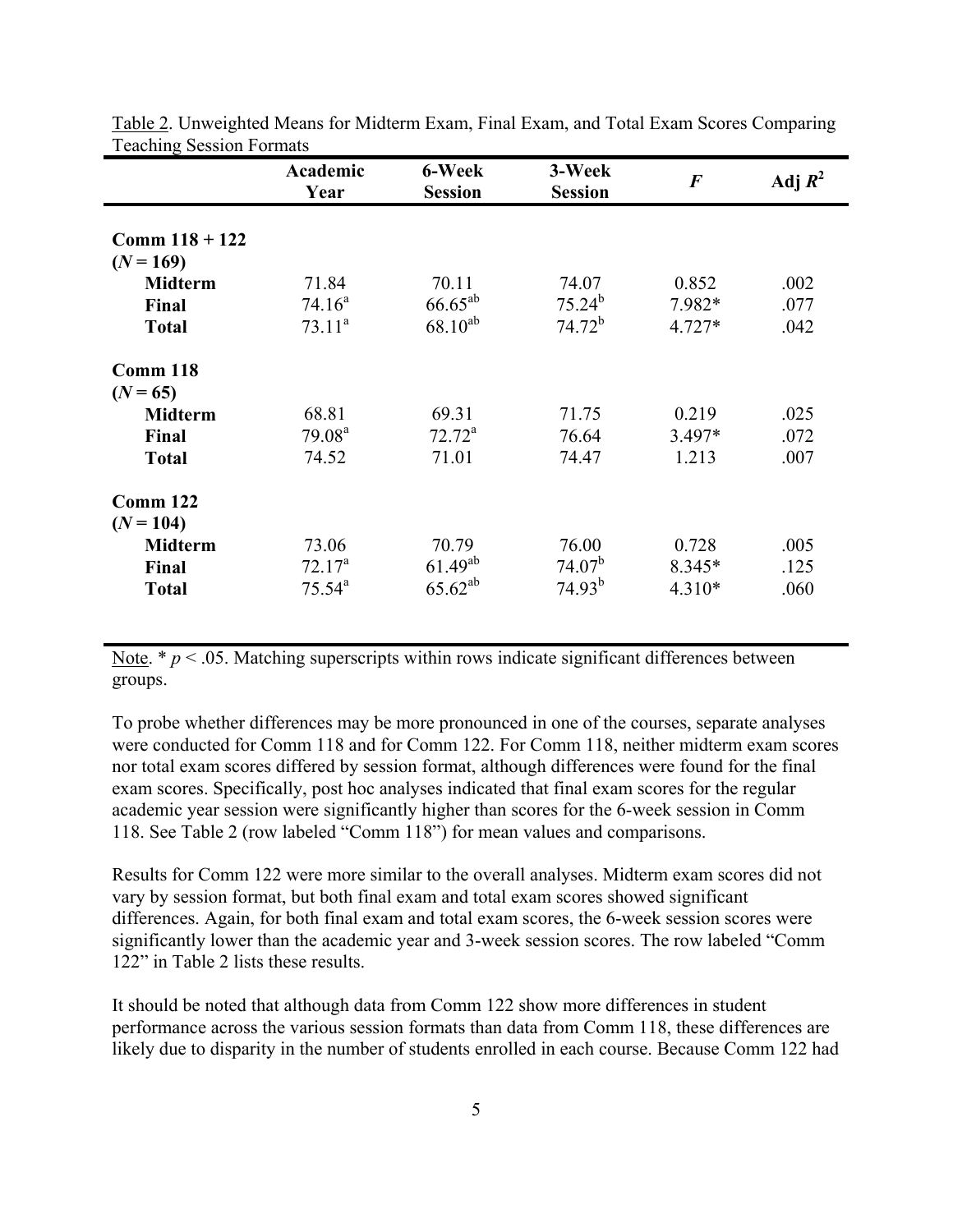<u>Table 2</u>. Unweighted Means for Midterm Exam, Final Exam, and Total Exam Scores Comparing Teaching Session Formats

| | Academic Year | 6-Week Session | 3-Week Session | $F$ | Adj $R^2$ |
|---|---|---|---|---|---|
| **Comm 118 + 122 ($N$ = 169)** | | | | | |
| **Midterm** | 71.84 | 70.11 | 74.07 | 0.852 | .002 |
| **Final** | $74.16^{a}$ | $66.65^{ab}$ | $75.24^{b}$ | 7.982* | .077 |
| **Total** | $73.11^{a}$ | $68.10^{ab}$ | $74.72^{b}$ | 4.727* | .042 |
| **Comm 118 ($N$ = 65)** | | | | | |
| **Midterm** | 68.81 | 69.31 | 71.75 | 0.219 | .025 |
| **Final** | $79.08^{a}$ | $72.72^{a}$ | 76.64 | 3.497* | .072 |
| **Total** | 74.52 | 71.01 | 74.47 | 1.213 | .007 |
| **Comm 122 ($N$ = 104)** | | | | | |
| **Midterm** | 73.06 | 70.79 | 76.00 | 0.728 | .005 |
| **Final** | $72.17^{a}$ | $61.49^{ab}$ | $74.07^{b}$ | 8.345* | .125 |
| **Total** | $75.54^{a}$ | $65.62^{ab}$ | $74.93^{b}$ | 4.310* | .060 |

<u>Note</u>. * $p < .05$. Matching superscripts within rows indicate significant differences between groups.

To probe whether differences may be more pronounced in one of the courses, separate analyses were conducted for Comm 118 and for Comm 122. For Comm 118, neither midterm exam scores nor total exam scores differed by session format, although differences were found for the final exam scores. Specifically, post hoc analyses indicated that final exam scores for the regular academic year session were significantly higher than scores for the 6-week session in Comm 118. See Table 2 (row labeled "Comm 118") for mean values and comparisons.

Results for Comm 122 were more similar to the overall analyses. Midterm exam scores did not vary by session format, but both final exam and total exam scores showed significant differences. Again, for both final exam and total exam scores, the 6-week session scores were significantly lower than the academic year and 3-week session scores. The row labeled "Comm 122" in Table 2 lists these results.

It should be noted that although data from Comm 122 show more differences in student performance across the various session formats than data from Comm 118, these differences are likely due to disparity in the number of students enrolled in each course. Because Comm 122 had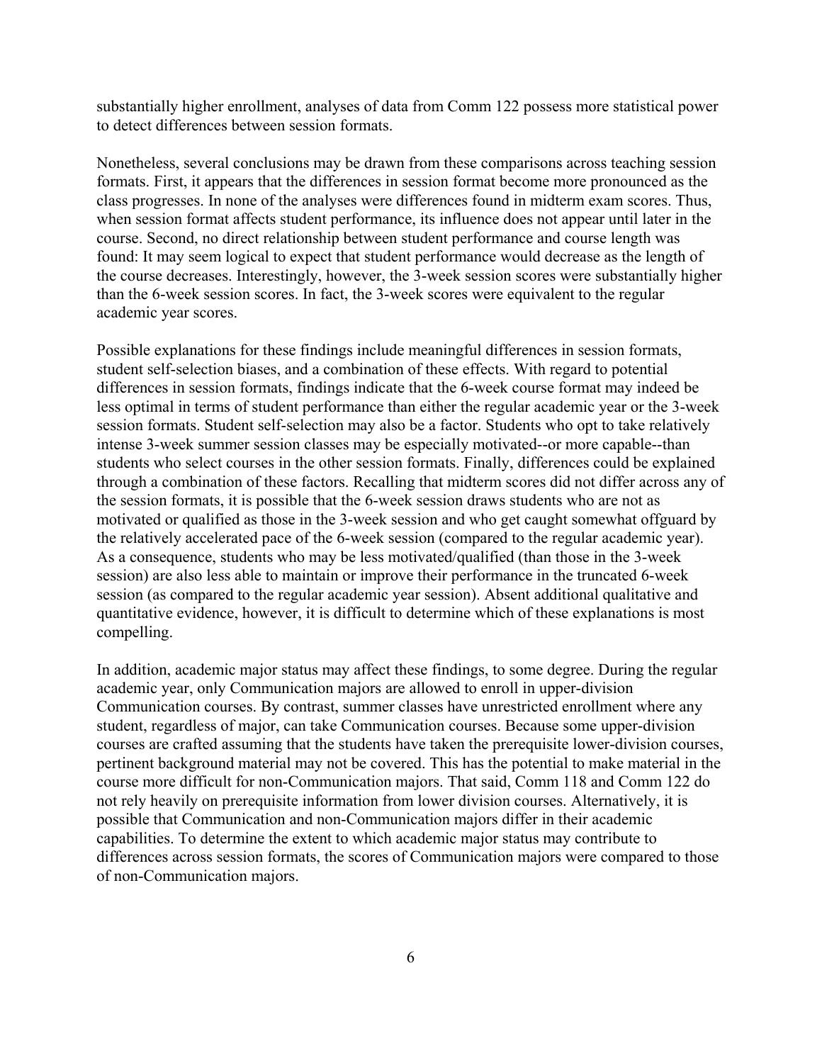substantially higher enrollment, analyses of data from Comm 122 possess more statistical power to detect differences between session formats.

Nonetheless, several conclusions may be drawn from these comparisons across teaching session formats. First, it appears that the differences in session format become more pronounced as the class progresses. In none of the analyses were differences found in midterm exam scores. Thus, when session format affects student performance, its influence does not appear until later in the course. Second, no direct relationship between student performance and course length was found: It may seem logical to expect that student performance would decrease as the length of the course decreases. Interestingly, however, the 3-week session scores were substantially higher than the 6-week session scores. In fact, the 3-week scores were equivalent to the regular academic year scores.

Possible explanations for these findings include meaningful differences in session formats, student self-selection biases, and a combination of these effects. With regard to potential differences in session formats, findings indicate that the 6-week course format may indeed be less optimal in terms of student performance than either the regular academic year or the 3-week session formats. Student self-selection may also be a factor. Students who opt to take relatively intense 3-week summer session classes may be especially motivated--or more capable--than students who select courses in the other session formats. Finally, differences could be explained through a combination of these factors. Recalling that midterm scores did not differ across any of the session formats, it is possible that the 6-week session draws students who are not as motivated or qualified as those in the 3-week session and who get caught somewhat offguard by the relatively accelerated pace of the 6-week session (compared to the regular academic year). As a consequence, students who may be less motivated/qualified (than those in the 3-week session) are also less able to maintain or improve their performance in the truncated 6-week session (as compared to the regular academic year session). Absent additional qualitative and quantitative evidence, however, it is difficult to determine which of these explanations is most compelling.

In addition, academic major status may affect these findings, to some degree. During the regular academic year, only Communication majors are allowed to enroll in upper-division Communication courses. By contrast, summer classes have unrestricted enrollment where any student, regardless of major, can take Communication courses. Because some upper-division courses are crafted assuming that the students have taken the prerequisite lower-division courses, pertinent background material may not be covered. This has the potential to make material in the course more difficult for non-Communication majors. That said, Comm 118 and Comm 122 do not rely heavily on prerequisite information from lower division courses. Alternatively, it is possible that Communication and non-Communication majors differ in their academic capabilities. To determine the extent to which academic major status may contribute to differences across session formats, the scores of Communication majors were compared to those of non-Communication majors.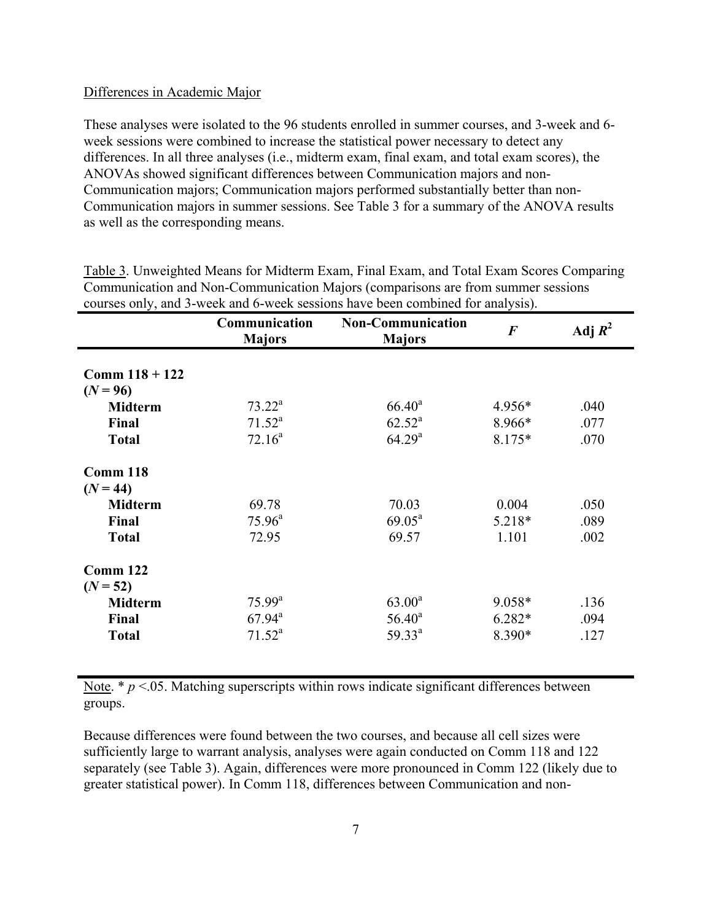Differences in Academic Major

These analyses were isolated to the 96 students enrolled in summer courses, and 3-week and 6-week sessions were combined to increase the statistical power necessary to detect any differences. In all three analyses (i.e., midterm exam, final exam, and total exam scores), the ANOVAs showed significant differences between Communication majors and non-Communication majors; Communication majors performed substantially better than non-Communication majors in summer sessions. See Table 3 for a summary of the ANOVA results as well as the corresponding means.

Table 3. Unweighted Means for Midterm Exam, Final Exam, and Total Exam Scores Comparing Communication and Non-Communication Majors (comparisons are from summer sessions courses only, and 3-week and 6-week sessions have been combined for analysis).

| | **Communication Majors** | **Non-Communication Majors** | $F$ | Adj $R^2$ |
|---|---|---|---|---|
| **Comm 118 + 122 ($N = 96$)** | | | | |
| **Midterm** | 73.22[a] | 66.40[a] | 4.956* | .040 |
| **Final** | 71.52[a] | 62.52[a] | 8.966* | .077 |
| **Total** | 72.16[a] | 64.29[a] | 8.175* | .070 |
| **Comm 118 ($N = 44$)** | | | | |
| **Midterm** | 69.78 | 70.03 | 0.004 | .050 |
| **Final** | 75.96[a] | 69.05[a] | 5.218* | .089 |
| **Total** | 72.95 | 69.57 | 1.101 | .002 |
| **Comm 122 ($N = 52$)** | | | | |
| **Midterm** | 75.99[a] | 63.00[a] | 9.058* | .136 |
| **Final** | 67.94[a] | 56.40[a] | 6.282* | .094 |
| **Total** | 71.52[a] | 59.33[a] | 8.390* | .127 |

Note. * $p < .05$. Matching superscripts within rows indicate significant differences between groups.

Because differences were found between the two courses, and because all cell sizes were sufficiently large to warrant analysis, analyses were again conducted on Comm 118 and 122 separately (see Table 3). Again, differences were more pronounced in Comm 122 (likely due to greater statistical power). In Comm 118, differences between Communication and non-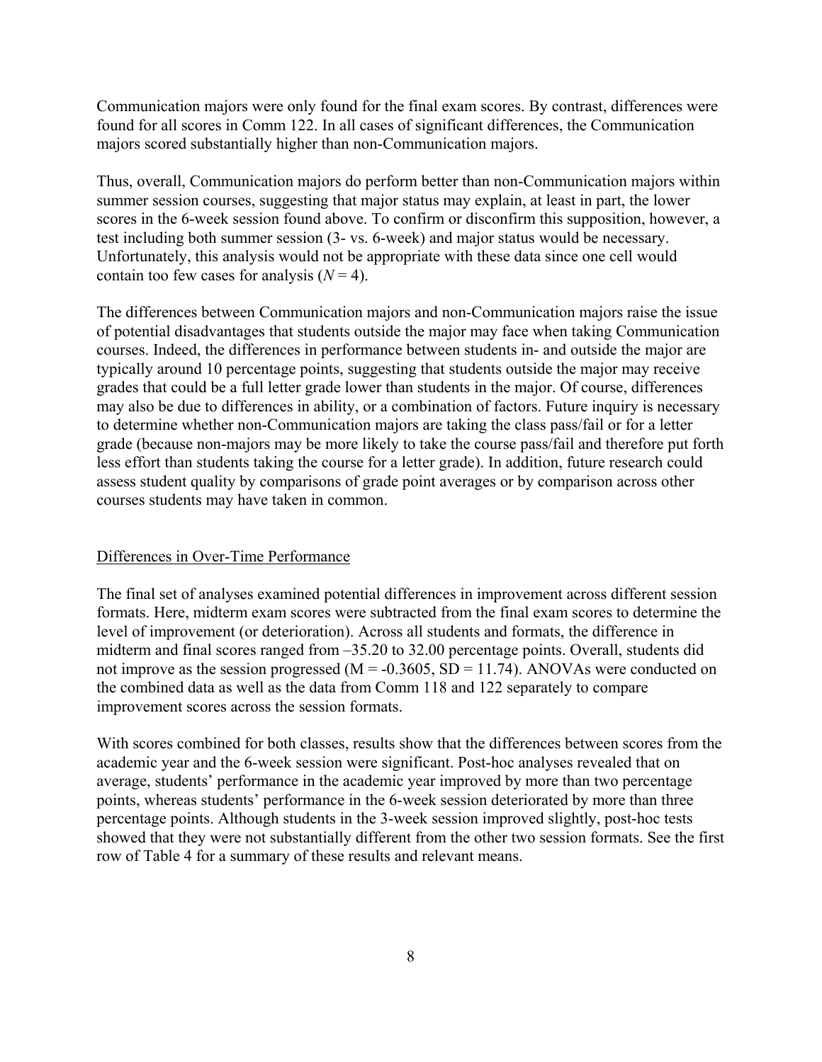Communication majors were only found for the final exam scores. By contrast, differences were found for all scores in Comm 122. In all cases of significant differences, the Communication majors scored substantially higher than non-Communication majors.

Thus, overall, Communication majors do perform better than non-Communication majors within summer session courses, suggesting that major status may explain, at least in part, the lower scores in the 6-week session found above. To confirm or disconfirm this supposition, however, a test including both summer session (3- vs. 6-week) and major status would be necessary. Unfortunately, this analysis would not be appropriate with these data since one cell would contain too few cases for analysis ($N = 4$).

The differences between Communication majors and non-Communication majors raise the issue of potential disadvantages that students outside the major may face when taking Communication courses. Indeed, the differences in performance between students in- and outside the major are typically around 10 percentage points, suggesting that students outside the major may receive grades that could be a full letter grade lower than students in the major. Of course, differences may also be due to differences in ability, or a combination of factors. Future inquiry is necessary to determine whether non-Communication majors are taking the class pass/fail or for a letter grade (because non-majors may be more likely to take the course pass/fail and therefore put forth less effort than students taking the course for a letter grade). In addition, future research could assess student quality by comparisons of grade point averages or by comparison across other courses students may have taken in common.

## Differences in Over-Time Performance

The final set of analyses examined potential differences in improvement across different session formats. Here, midterm exam scores were subtracted from the final exam scores to determine the level of improvement (or deterioration). Across all students and formats, the difference in midterm and final scores ranged from –35.20 to 32.00 percentage points. Overall, students did not improve as the session progressed ($M = -0.3605$, $SD = 11.74$). ANOVAs were conducted on the combined data as well as the data from Comm 118 and 122 separately to compare improvement scores across the session formats.

With scores combined for both classes, results show that the differences between scores from the academic year and the 6-week session were significant. Post-hoc analyses revealed that on average, students' performance in the academic year improved by more than two percentage points, whereas students' performance in the 6-week session deteriorated by more than three percentage points. Although students in the 3-week session improved slightly, post-hoc tests showed that they were not substantially different from the other two session formats. See the first row of Table 4 for a summary of these results and relevant means.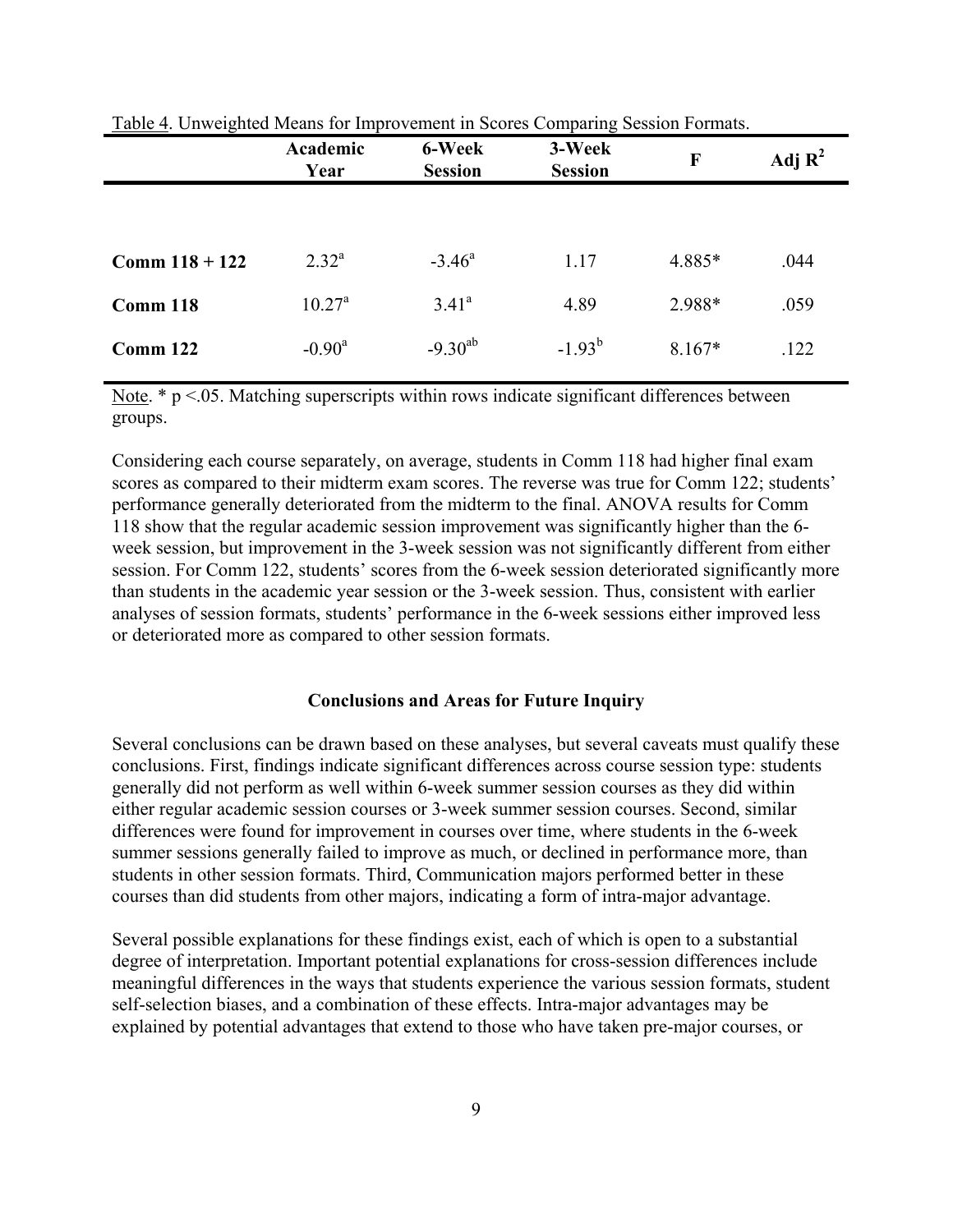Table 4. Unweighted Means for Improvement in Scores Comparing Session Formats.

| | Academic Year | 6-Week Session | 3-Week Session | F | Adj $R^2$ |
|---|---|---|---|---|---|
| **Comm 118 + 122** | $2.32^a$ | $-3.46^a$ | 1.17 | 4.885* | .044 |
| **Comm 118** | $10.27^a$ | $3.41^a$ | 4.89 | 2.988* | .059 |
| **Comm 122** | $-0.90^a$ | $-9.30^{ab}$ | $-1.93^b$ | 8.167* | .122 |

Note. * $p < .05$. Matching superscripts within rows indicate significant differences between groups.

Considering each course separately, on average, students in Comm 118 had higher final exam scores as compared to their midterm exam scores. The reverse was true for Comm 122; students' performance generally deteriorated from the midterm to the final. ANOVA results for Comm 118 show that the regular academic session improvement was significantly higher than the 6-week session, but improvement in the 3-week session was not significantly different from either session. For Comm 122, students' scores from the 6-week session deteriorated significantly more than students in the academic year session or the 3-week session. Thus, consistent with earlier analyses of session formats, students' performance in the 6-week sessions either improved less or deteriorated more as compared to other session formats.

## Conclusions and Areas for Future Inquiry

Several conclusions can be drawn based on these analyses, but several caveats must qualify these conclusions. First, findings indicate significant differences across course session type: students generally did not perform as well within 6-week summer session courses as they did within either regular academic session courses or 3-week summer session courses. Second, similar differences were found for improvement in courses over time, where students in the 6-week summer sessions generally failed to improve as much, or declined in performance more, than students in other session formats. Third, Communication majors performed better in these courses than did students from other majors, indicating a form of intra-major advantage.

Several possible explanations for these findings exist, each of which is open to a substantial degree of interpretation. Important potential explanations for cross-session differences include meaningful differences in the ways that students experience the various session formats, student self-selection biases, and a combination of these effects. Intra-major advantages may be explained by potential advantages that extend to those who have taken pre-major courses, or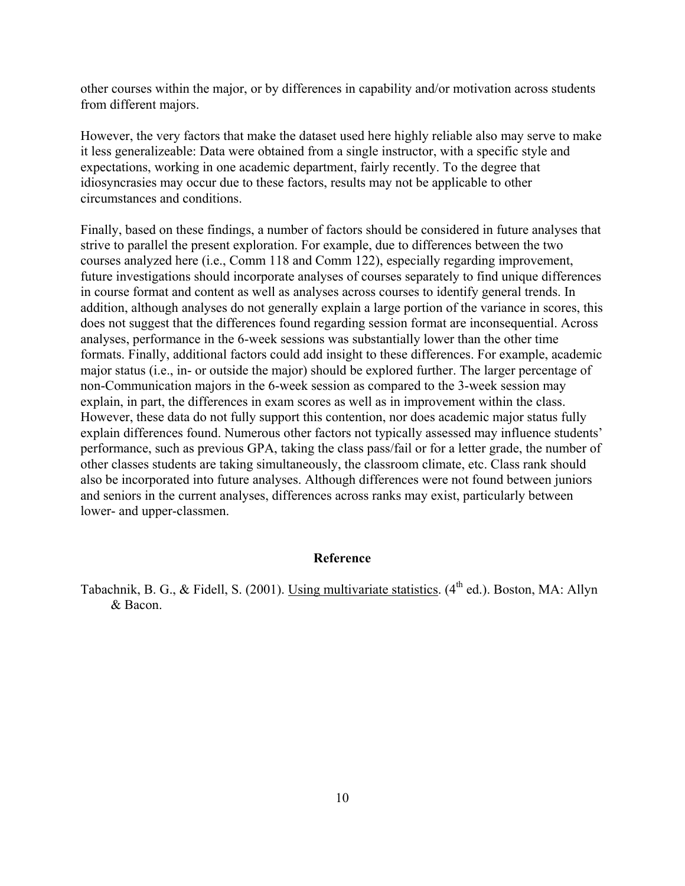other courses within the major, or by differences in capability and/or motivation across students from different majors.

However, the very factors that make the dataset used here highly reliable also may serve to make it less generalizeable: Data were obtained from a single instructor, with a specific style and expectations, working in one academic department, fairly recently. To the degree that idiosyncrasies may occur due to these factors, results may not be applicable to other circumstances and conditions.

Finally, based on these findings, a number of factors should be considered in future analyses that strive to parallel the present exploration. For example, due to differences between the two courses analyzed here (i.e., Comm 118 and Comm 122), especially regarding improvement, future investigations should incorporate analyses of courses separately to find unique differences in course format and content as well as analyses across courses to identify general trends. In addition, although analyses do not generally explain a large portion of the variance in scores, this does not suggest that the differences found regarding session format are inconsequential. Across analyses, performance in the 6-week sessions was substantially lower than the other time formats. Finally, additional factors could add insight to these differences. For example, academic major status (i.e., in- or outside the major) should be explored further. The larger percentage of non-Communication majors in the 6-week session as compared to the 3-week session may explain, in part, the differences in exam scores as well as in improvement within the class. However, these data do not fully support this contention, nor does academic major status fully explain differences found. Numerous other factors not typically assessed may influence students' performance, such as previous GPA, taking the class pass/fail or for a letter grade, the number of other classes students are taking simultaneously, the classroom climate, etc. Class rank should also be incorporated into future analyses. Although differences were not found between juniors and seniors in the current analyses, differences across ranks may exist, particularly between lower- and upper-classmen.

## Reference

Tabachnik, B. G., & Fidell, S. (2001). Using multivariate statistics. (4th ed.). Boston, MA: Allyn & Bacon.